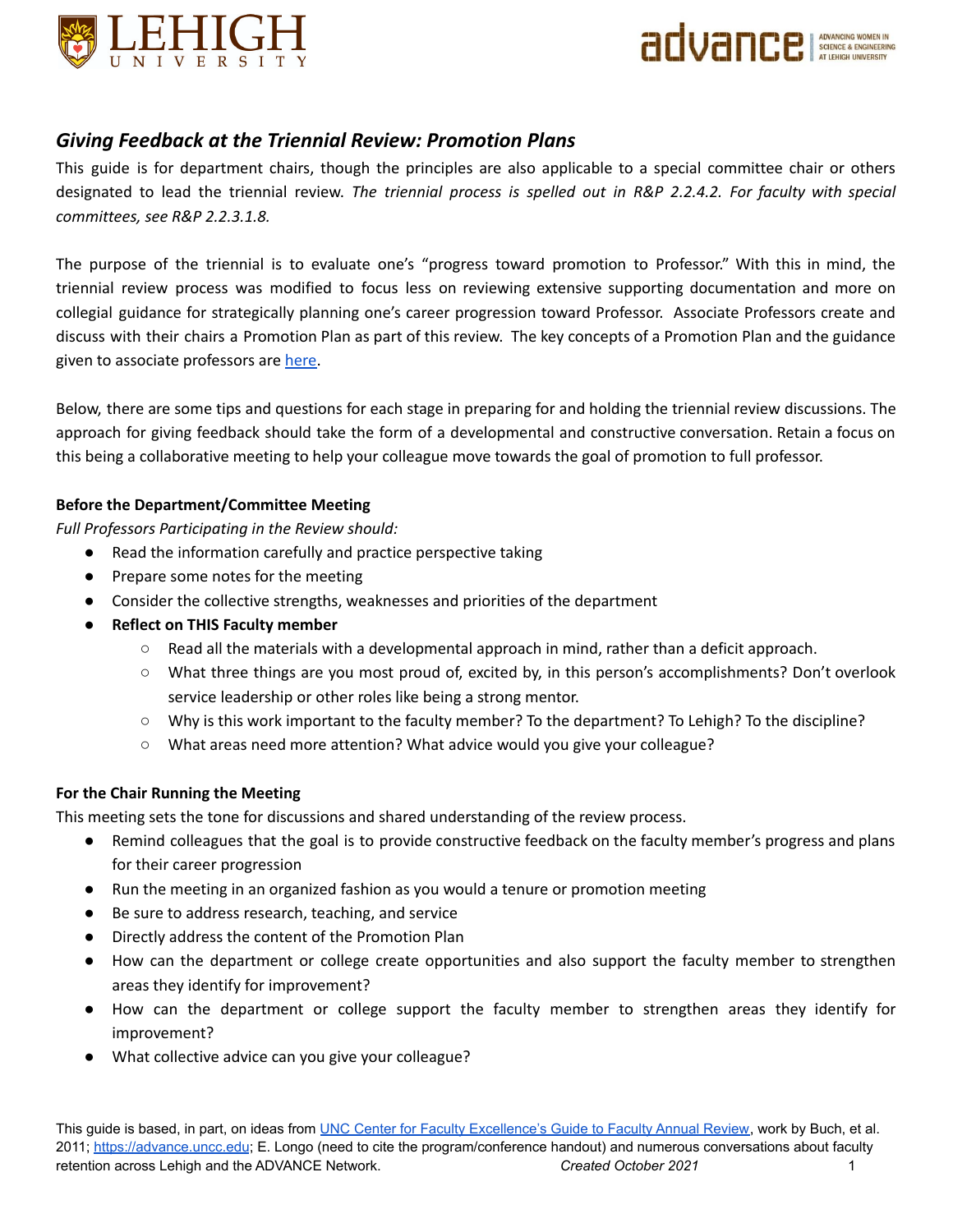## *Giving Feedback at the Triennial Review: Promotion Plans*

This guide is for department chairs, though the principles are also applicable to a special committee chair or others designated to lead the triennial review. *The triennial process is spelled out in R&P 2.2.4.2. For faculty with special committees, see R&P 2.2.3.1.8.*

The purpose of the triennial is to evaluate one's "progress toward promotion to Professor." With this in mind, the triennial review process was modified to focus less on reviewing extensive supporting documentation and more on collegial guidance for strategically planning one's career progression toward Professor. Associate Professors create and discuss with their chairs a Promotion Plan as part of this review. The key concepts of a Promotion Plan and the guidance given to associate professors are here.

Below, there are some tips and questions for each stage in preparing for and holding the triennial review discussions. The approach for giving feedback should take the form of a developmental and constructive conversation. Retain a focus on this being a collaborative meeting to help your colleague move towards the goal of promotion to full professor.

**Before the Department/Committee Meeting**

*Full Professors Participating in the Review should:*

- Read the information carefully and practice perspective taking
- Prepare some notes for the meeting
- Consider the collective strengths, weaknesses and priorities of the department
- **Reflect on THIS Faculty member**
    - Read all the materials with a developmental approach in mind, rather than a deficit approach.
    - What three things are you most proud of, excited by, in this person's accomplishments? Don't overlook service leadership or other roles like being a strong mentor.
    - Why is this work important to the faculty member? To the department? To Lehigh? To the discipline?
    - What areas need more attention? What advice would you give your colleague?

**For the Chair Running the Meeting**

This meeting sets the tone for discussions and shared understanding of the review process.

- Remind colleagues that the goal is to provide constructive feedback on the faculty member's progress and plans for their career progression
- Run the meeting in an organized fashion as you would a tenure or promotion meeting
- Be sure to address research, teaching, and service
- Directly address the content of the Promotion Plan
- How can the department or college create opportunities and also support the faculty member to strengthen areas they identify for improvement?
- How can the department or college support the faculty member to strengthen areas they identify for improvement?
- What collective advice can you give your colleague?

This guide is based, in part, on ideas from UNC Center for Faculty Excellence's Guide to Faculty Annual Review, work by Buch, et al. 2011; https://advance.uncc.edu; E. Longo (need to cite the program/conference handout) and numerous conversations about faculty retention across Lehigh and the ADVANCE Network. *Created October 2021*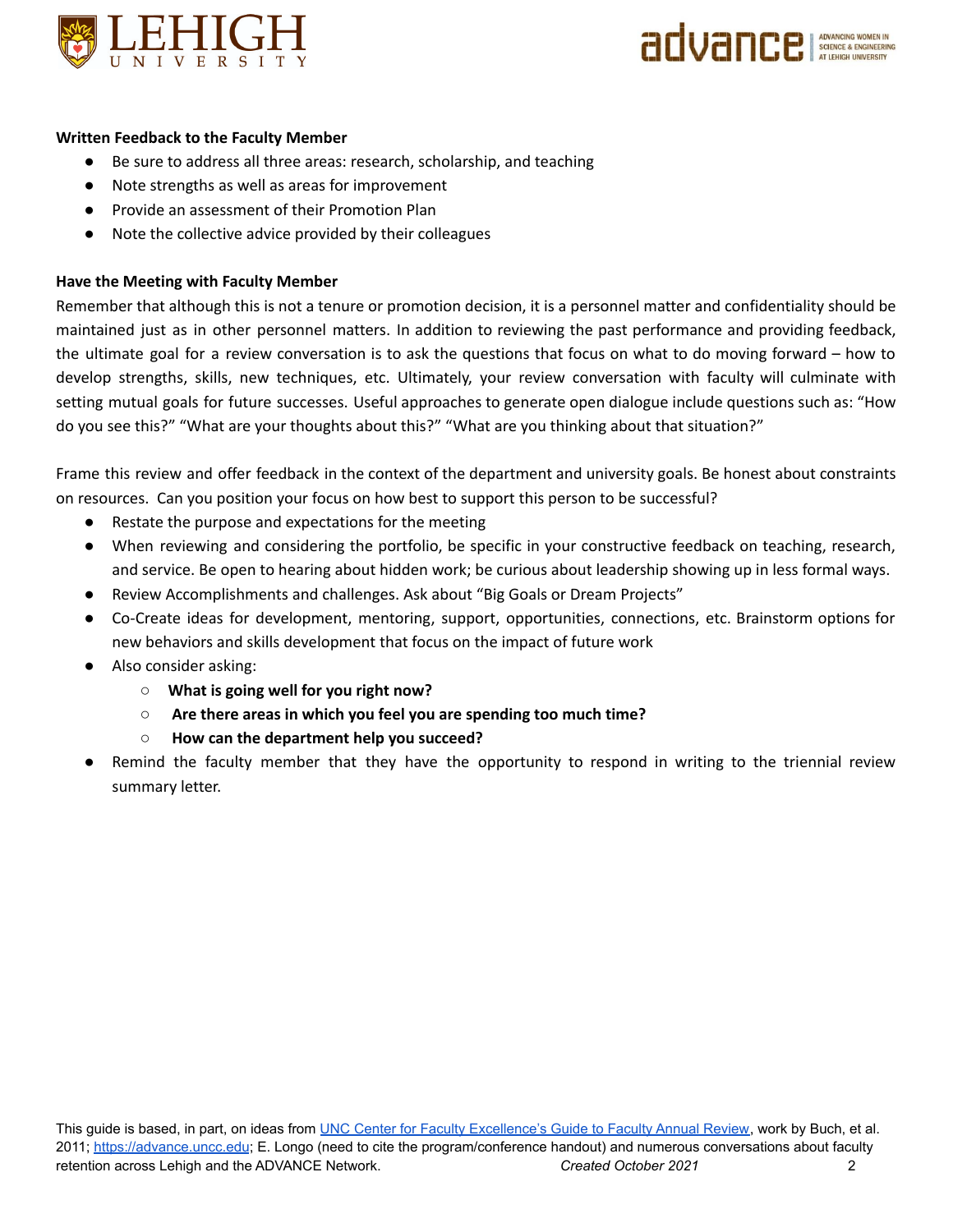**Written Feedback to the Faculty Member**

- Be sure to address all three areas: research, scholarship, and teaching
- Note strengths as well as areas for improvement
- Provide an assessment of their Promotion Plan
- Note the collective advice provided by their colleagues

**Have the Meeting with Faculty Member**

Remember that although this is not a tenure or promotion decision, it is a personnel matter and confidentiality should be maintained just as in other personnel matters. In addition to reviewing the past performance and providing feedback, the ultimate goal for a review conversation is to ask the questions that focus on what to do moving forward – how to develop strengths, skills, new techniques, etc. Ultimately, your review conversation with faculty will culminate with setting mutual goals for future successes. Useful approaches to generate open dialogue include questions such as: "How do you see this?" "What are your thoughts about this?" "What are you thinking about that situation?"

Frame this review and offer feedback in the context of the department and university goals. Be honest about constraints on resources. Can you position your focus on how best to support this person to be successful?

- Restate the purpose and expectations for the meeting
- When reviewing and considering the portfolio, be specific in your constructive feedback on teaching, research, and service. Be open to hearing about hidden work; be curious about leadership showing up in less formal ways.
- Review Accomplishments and challenges. Ask about "Big Goals or Dream Projects"
- Co-Create ideas for development, mentoring, support, opportunities, connections, etc. Brainstorm options for new behaviors and skills development that focus on the impact of future work
- Also consider asking:
  - **What is going well for you right now?**
  - **Are there areas in which you feel you are spending too much time?**
  - **How can the department help you succeed?**
- Remind the faculty member that they have the opportunity to respond in writing to the triennial review summary letter.

This guide is based, in part, on ideas from UNC Center for Faculty Excellence's Guide to Faculty Annual Review, work by Buch, et al. 2011; https://advance.uncc.edu; E. Longo (need to cite the program/conference handout) and numerous conversations about faculty retention across Lehigh and the ADVANCE Network. *Created October 2021*